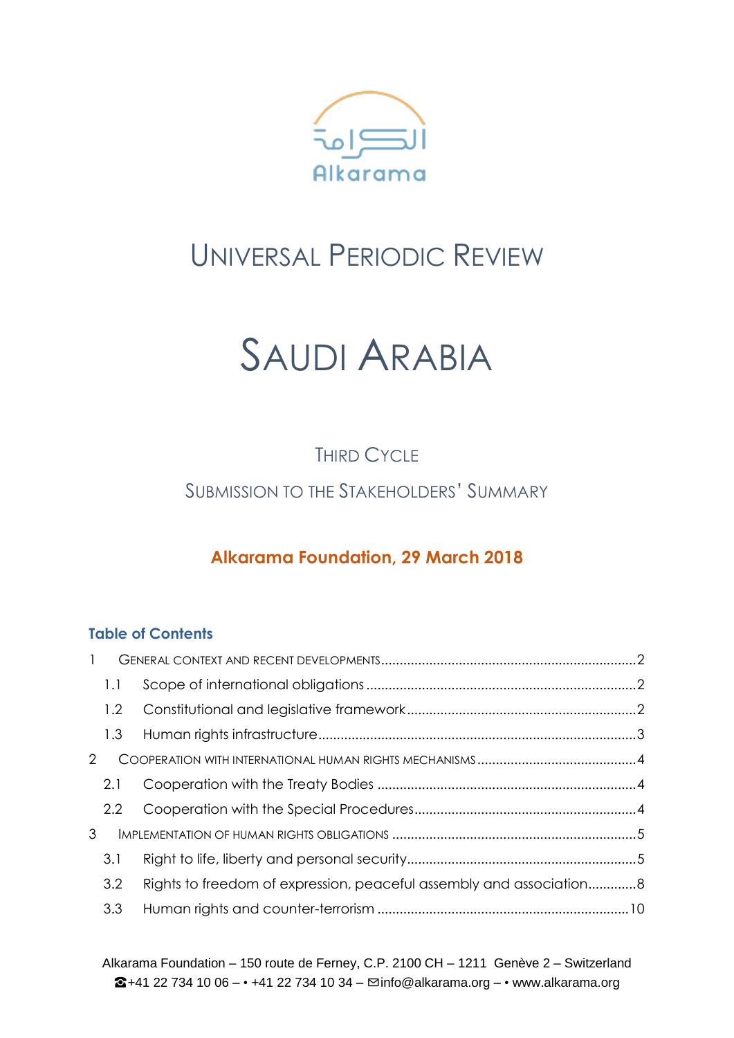الكرامة

Alkarama

# Universal Periodic Review

# Saudi Arabia

## Third Cycle

## Submission to the Stakeholders' Summary

**Alkarama Foundation, 29 March 2018**

**Table of Contents**

1 General context and recent developments....................2
- 1.1 Scope of international obligations....................2
- 1.2 Constitutional and legislative framework....................2
- 1.3 Human rights infrastructure....................3

2 Cooperation with international human rights mechanisms....................4
- 2.1 Cooperation with the Treaty Bodies....................4
- 2.2 Cooperation with the Special Procedures....................4

3 Implementation of human rights obligations....................5
- 3.1 Right to life, liberty and personal security....................5
- 3.2 Rights to freedom of expression, peaceful assembly and association....................8
- 3.3 Human rights and counter-terrorism....................10

Alkarama Foundation – 150 route de Ferney, C.P. 2100 CH – 1211 Genève 2 – Switzerland
☎+41 22 734 10 06 – • +41 22 734 10 34 – ✉info@alkarama.org – • www.alkarama.org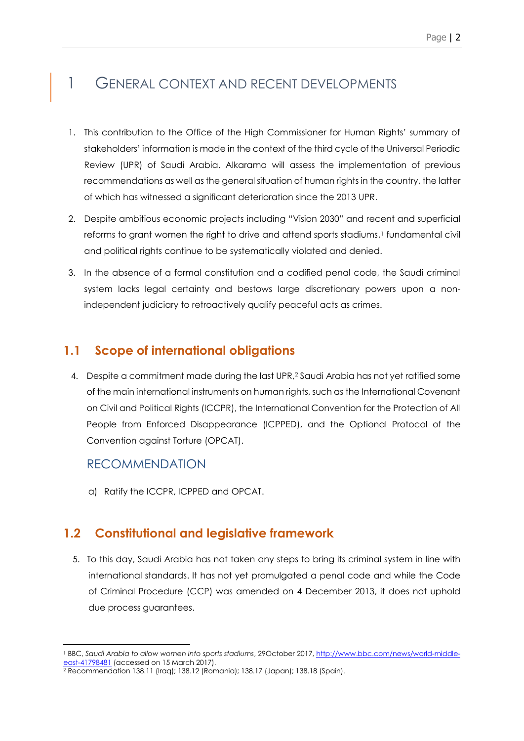# 1 General context and recent developments

1. This contribution to the Office of the High Commissioner for Human Rights' summary of stakeholders' information is made in the context of the third cycle of the Universal Periodic Review (UPR) of Saudi Arabia. Alkarama will assess the implementation of previous recommendations as well as the general situation of human rights in the country, the latter of which has witnessed a significant deterioration since the 2013 UPR.

2. Despite ambitious economic projects including "Vision 2030" and recent and superficial reforms to grant women the right to drive and attend sports stadiums,[1] fundamental civil and political rights continue to be systematically violated and denied.

3. In the absence of a formal constitution and a codified penal code, the Saudi criminal system lacks legal certainty and bestows large discretionary powers upon a non-independent judiciary to retroactively qualify peaceful acts as crimes.

## 1.1 Scope of international obligations

4. Despite a commitment made during the last UPR,[2] Saudi Arabia has not yet ratified some of the main international instruments on human rights, such as the International Covenant on Civil and Political Rights (ICCPR), the International Convention for the Protection of All People from Enforced Disappearance (ICPPED), and the Optional Protocol of the Convention against Torture (OPCAT).

### RECOMMENDATION

a) Ratify the ICCPR, ICPPED and OPCAT.

## 1.2 Constitutional and legislative framework

5. To this day, Saudi Arabia has not taken any steps to bring its criminal system in line with international standards. It has not yet promulgated a penal code and while the Code of Criminal Procedure (CCP) was amended on 4 December 2013, it does not uphold due process guarantees.

---

[1] BBC, *Saudi Arabia to allow women into sports stadiums*, 29October 2017, http://www.bbc.com/news/world-middle-east-41798481 (accessed on 15 March 2017).

[2] Recommendation 138.11 (Iraq); 138.12 (Romania); 138.17 (Japan); 138.18 (Spain).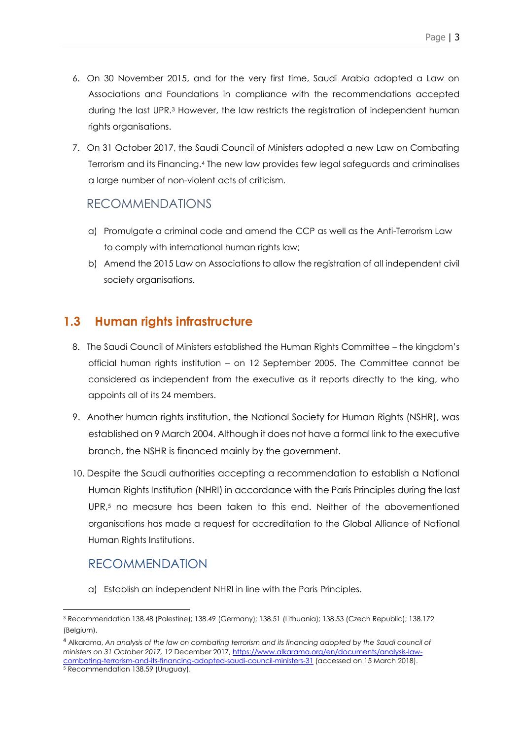6. On 30 November 2015, and for the very first time, Saudi Arabia adopted a Law on Associations and Foundations in compliance with the recommendations accepted during the last UPR.[3] However, the law restricts the registration of independent human rights organisations.

7. On 31 October 2017, the Saudi Council of Ministers adopted a new Law on Combating Terrorism and its Financing.[4] The new law provides few legal safeguards and criminalises a large number of non-violent acts of criticism.

### RECOMMENDATIONS

a) Promulgate a criminal code and amend the CCP as well as the Anti-Terrorism Law to comply with international human rights law;

b) Amend the 2015 Law on Associations to allow the registration of all independent civil society organisations.

## 1.3 Human rights infrastructure

8. The Saudi Council of Ministers established the Human Rights Committee – the kingdom's official human rights institution – on 12 September 2005. The Committee cannot be considered as independent from the executive as it reports directly to the king, who appoints all of its 24 members.

9. Another human rights institution, the National Society for Human Rights (NSHR), was established on 9 March 2004. Although it does not have a formal link to the executive branch, the NSHR is financed mainly by the government.

10. Despite the Saudi authorities accepting a recommendation to establish a National Human Rights Institution (NHRI) in accordance with the Paris Principles during the last UPR,[5] no measure has been taken to this end. Neither of the abovementioned organisations has made a request for accreditation to the Global Alliance of National Human Rights Institutions.

### RECOMMENDATION

a) Establish an independent NHRI in line with the Paris Principles.

---

[3] Recommendation 138.48 (Palestine); 138.49 (Germany); 138.51 (Lithuania); 138.53 (Czech Republic); 138.172 (Belgium).

[4] Alkarama, *An analysis of the law on combating terrorism and its financing adopted by the Saudi council of ministers on 31 October 2017,* 12 December 2017, https://www.alkarama.org/en/documents/analysis-law-combating-terrorism-and-its-financing-adopted-saudi-council-ministers-31 (accessed on 15 March 2018).

[5] Recommendation 138.59 (Uruguay).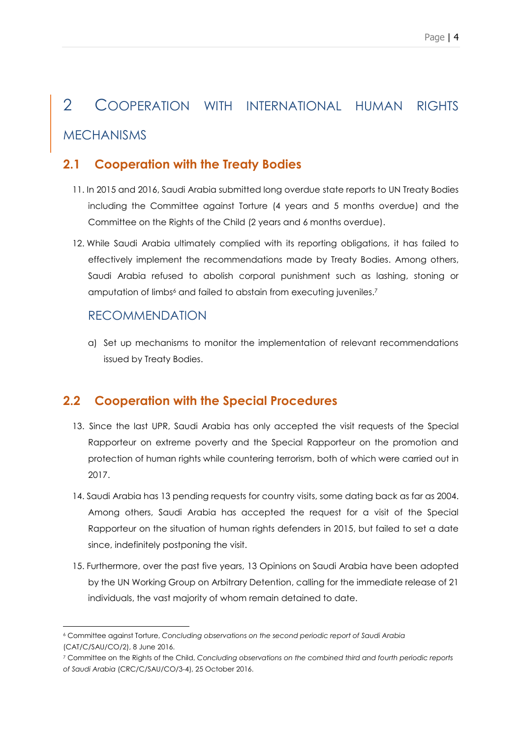# 2 Cooperation with International Human Rights Mechanisms

## 2.1 Cooperation with the Treaty Bodies

11. In 2015 and 2016, Saudi Arabia submitted long overdue state reports to UN Treaty Bodies including the Committee against Torture (4 years and 5 months overdue) and the Committee on the Rights of the Child (2 years and 6 months overdue).

12. While Saudi Arabia ultimately complied with its reporting obligations, it has failed to effectively implement the recommendations made by Treaty Bodies. Among others, Saudi Arabia refused to abolish corporal punishment such as lashing, stoning or amputation of limbs[6] and failed to abstain from executing juveniles.[7]

### Recommendation

a) Set up mechanisms to monitor the implementation of relevant recommendations issued by Treaty Bodies.

## 2.2 Cooperation with the Special Procedures

13. Since the last UPR, Saudi Arabia has only accepted the visit requests of the Special Rapporteur on extreme poverty and the Special Rapporteur on the promotion and protection of human rights while countering terrorism, both of which were carried out in 2017.

14. Saudi Arabia has 13 pending requests for country visits, some dating back as far as 2004. Among others, Saudi Arabia has accepted the request for a visit of the Special Rapporteur on the situation of human rights defenders in 2015, but failed to set a date since, indefinitely postponing the visit.

15. Furthermore, over the past five years, 13 Opinions on Saudi Arabia have been adopted by the UN Working Group on Arbitrary Detention, calling for the immediate release of 21 individuals, the vast majority of whom remain detained to date.

---

[6] Committee against Torture, *Concluding observations on the second periodic report of Saudi Arabia* (CAT/C/SAU/CO/2), 8 June 2016.

[7] Committee on the Rights of the Child, *Concluding observations on the combined third and fourth periodic reports of Saudi Arabia* (CRC/C/SAU/CO/3-4), 25 October 2016.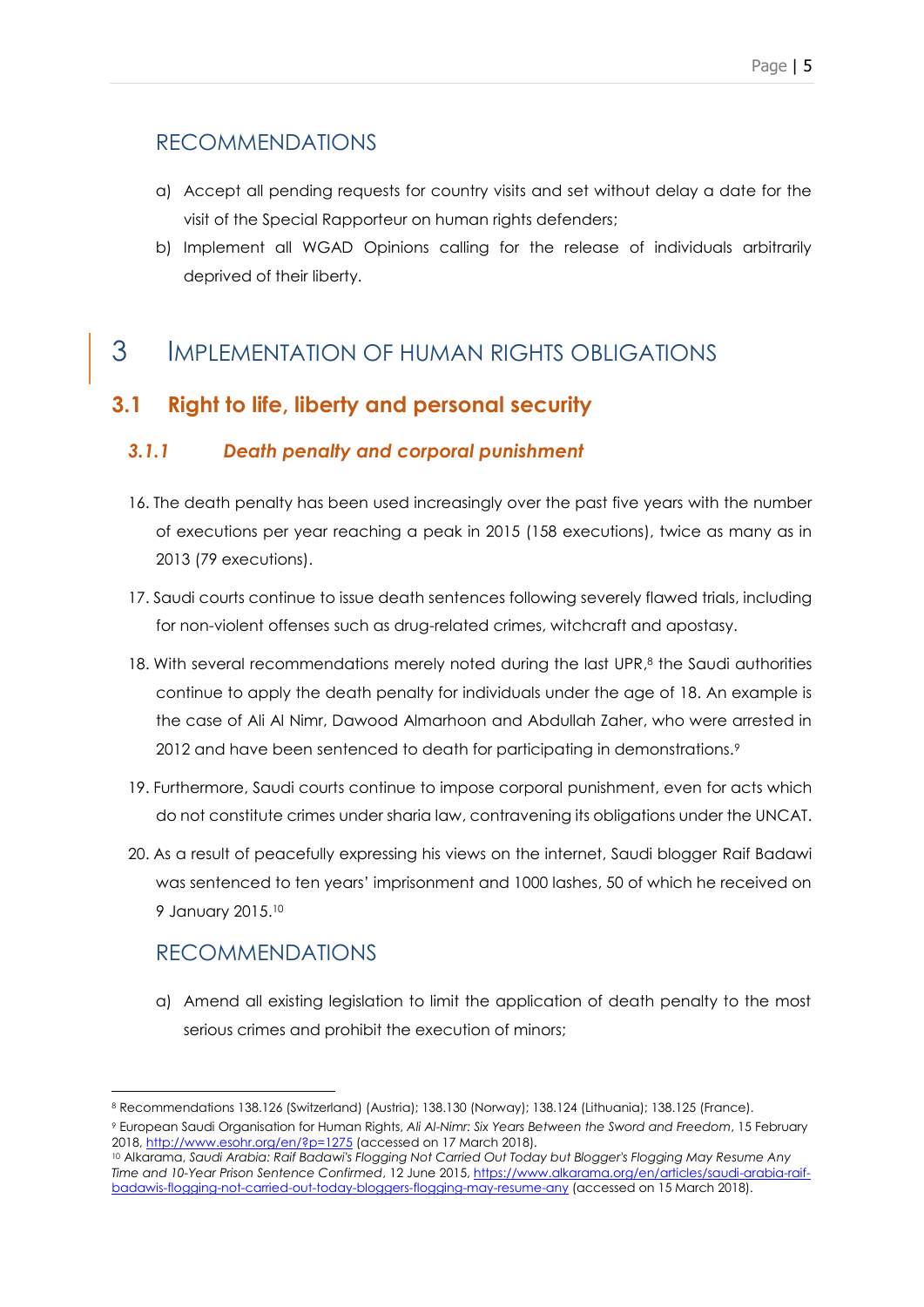## RECOMMENDATIONS

a) Accept all pending requests for country visits and set without delay a date for the visit of the Special Rapporteur on human rights defenders;

b) Implement all WGAD Opinions calling for the release of individuals arbitrarily deprived of their liberty.

# 3 IMPLEMENTATION OF HUMAN RIGHTS OBLIGATIONS

## 3.1 Right to life, liberty and personal security

### *3.1.1 Death penalty and corporal punishment*

16. The death penalty has been used increasingly over the past five years with the number of executions per year reaching a peak in 2015 (158 executions), twice as many as in 2013 (79 executions).

17. Saudi courts continue to issue death sentences following severely flawed trials, including for non-violent offenses such as drug-related crimes, witchcraft and apostasy.

18. With several recommendations merely noted during the last UPR,[8] the Saudi authorities continue to apply the death penalty for individuals under the age of 18. An example is the case of Ali Al Nimr, Dawood Almarhoon and Abdullah Zaher, who were arrested in 2012 and have been sentenced to death for participating in demonstrations.[9]

19. Furthermore, Saudi courts continue to impose corporal punishment, even for acts which do not constitute crimes under sharia law, contravening its obligations under the UNCAT.

20. As a result of peacefully expressing his views on the internet, Saudi blogger Raif Badawi was sentenced to ten years' imprisonment and 1000 lashes, 50 of which he received on 9 January 2015.[10]

## RECOMMENDATIONS

a) Amend all existing legislation to limit the application of death penalty to the most serious crimes and prohibit the execution of minors;

---

[8] Recommendations 138.126 (Switzerland) (Austria); 138.130 (Norway); 138.124 (Lithuania); 138.125 (France).

[9] European Saudi Organisation for Human Rights, *Ali Al-Nimr: Six Years Between the Sword and Freedom*, 15 February 2018, http://www.esohr.org/en/?p=1275 (accessed on 17 March 2018).

[10] Alkarama, *Saudi Arabia: Raif Badawi's Flogging Not Carried Out Today but Blogger's Flogging May Resume Any Time and 10-Year Prison Sentence Confirmed*, 12 June 2015, https://www.alkarama.org/en/articles/saudi-arabia-raif-badawis-flogging-not-carried-out-today-bloggers-flogging-may-resume-any (accessed on 15 March 2018).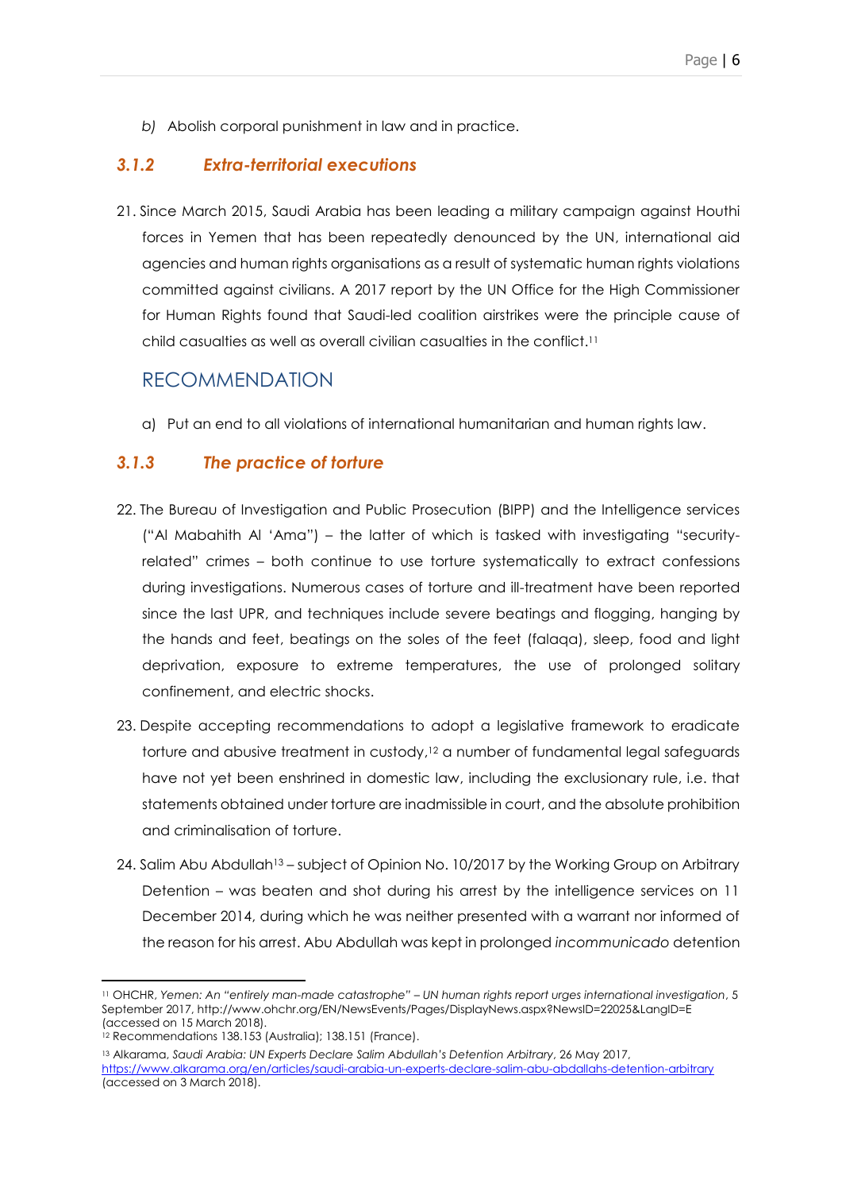b) Abolish corporal punishment in law and in practice.

### *3.1.2 Extra-territorial executions*

21. Since March 2015, Saudi Arabia has been leading a military campaign against Houthi forces in Yemen that has been repeatedly denounced by the UN, international aid agencies and human rights organisations as a result of systematic human rights violations committed against civilians. A 2017 report by the UN Office for the High Commissioner for Human Rights found that Saudi-led coalition airstrikes were the principle cause of child casualties as well as overall civilian casualties in the conflict.[11]

## RECOMMENDATION

a) Put an end to all violations of international humanitarian and human rights law.

### *3.1.3 The practice of torture*

22. The Bureau of Investigation and Public Prosecution (BIPP) and the Intelligence services ("Al Mabahith Al 'Ama") – the latter of which is tasked with investigating "security-related" crimes – both continue to use torture systematically to extract confessions during investigations. Numerous cases of torture and ill-treatment have been reported since the last UPR, and techniques include severe beatings and flogging, hanging by the hands and feet, beatings on the soles of the feet (falaqa), sleep, food and light deprivation, exposure to extreme temperatures, the use of prolonged solitary confinement, and electric shocks.

23. Despite accepting recommendations to adopt a legislative framework to eradicate torture and abusive treatment in custody,[12] a number of fundamental legal safeguards have not yet been enshrined in domestic law, including the exclusionary rule, i.e. that statements obtained under torture are inadmissible in court, and the absolute prohibition and criminalisation of torture.

24. Salim Abu Abdullah[13] – subject of Opinion No. 10/2017 by the Working Group on Arbitrary Detention – was beaten and shot during his arrest by the intelligence services on 11 December 2014, during which he was neither presented with a warrant nor informed of the reason for his arrest. Abu Abdullah was kept in prolonged *incommunicado* detention

---

[11] OHCHR, *Yemen: An "entirely man-made catastrophe" – UN human rights report urges international investigation*, 5 September 2017, http://www.ohchr.org/EN/NewsEvents/Pages/DisplayNews.aspx?NewsID=22025&LangID=E (accessed on 15 March 2018).

[12] Recommendations 138.153 (Australia); 138.151 (France).

[13] Alkarama, *Saudi Arabia: UN Experts Declare Salim Abdullah's Detention Arbitrary*, 26 May 2017, https://www.alkarama.org/en/articles/saudi-arabia-un-experts-declare-salim-abu-abdallahs-detention-arbitrary (accessed on 3 March 2018).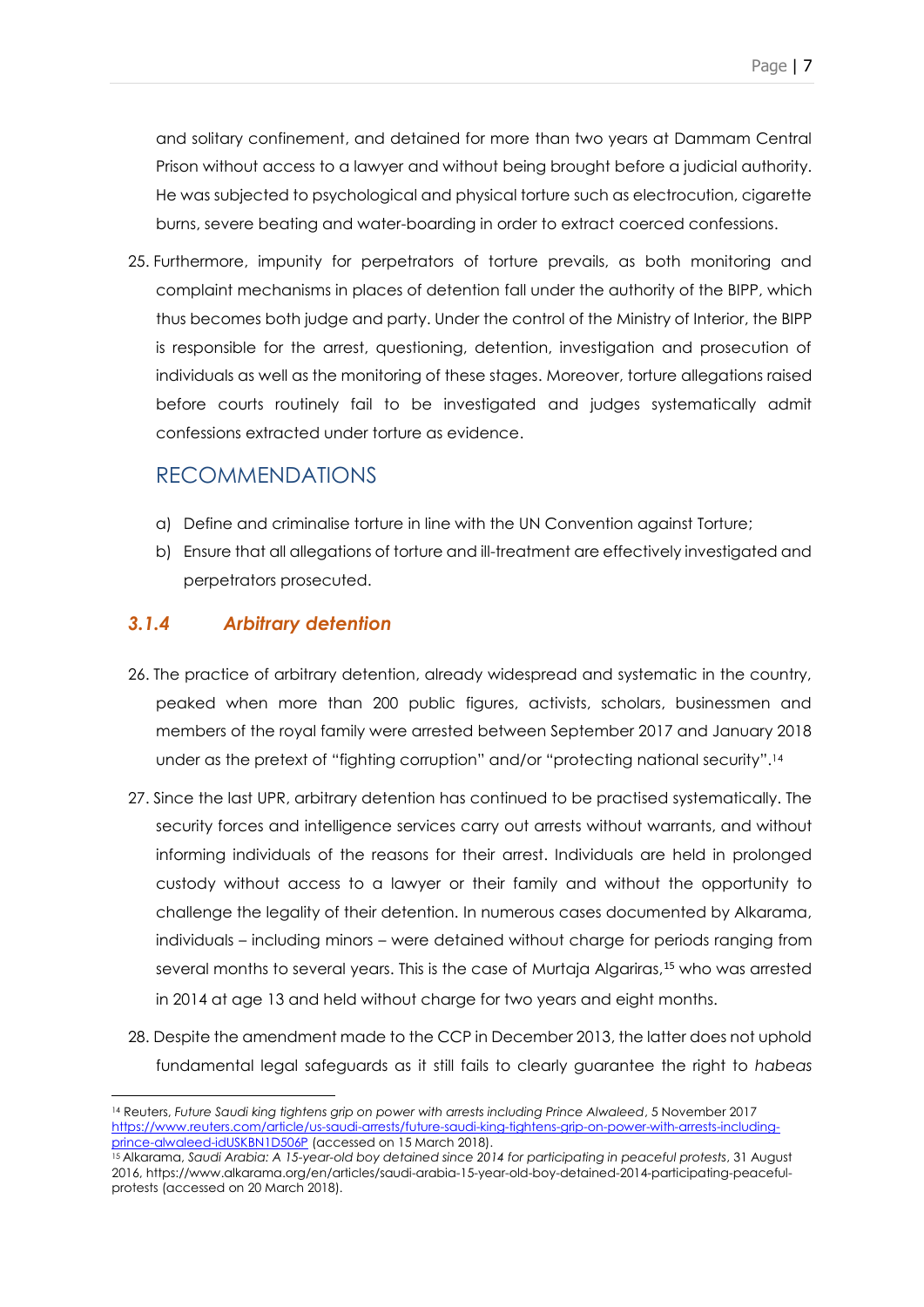and solitary confinement, and detained for more than two years at Dammam Central Prison without access to a lawyer and without being brought before a judicial authority. He was subjected to psychological and physical torture such as electrocution, cigarette burns, severe beating and water-boarding in order to extract coerced confessions.

25. Furthermore, impunity for perpetrators of torture prevails, as both monitoring and complaint mechanisms in places of detention fall under the authority of the BIPP, which thus becomes both judge and party. Under the control of the Ministry of Interior, the BIPP is responsible for the arrest, questioning, detention, investigation and prosecution of individuals as well as the monitoring of these stages. Moreover, torture allegations raised before courts routinely fail to be investigated and judges systematically admit confessions extracted under torture as evidence.

## RECOMMENDATIONS

a) Define and criminalise torture in line with the UN Convention against Torture;

b) Ensure that all allegations of torture and ill-treatment are effectively investigated and perpetrators prosecuted.

### *3.1.4 Arbitrary detention*

26. The practice of arbitrary detention, already widespread and systematic in the country, peaked when more than 200 public figures, activists, scholars, businessmen and members of the royal family were arrested between September 2017 and January 2018 under as the pretext of "fighting corruption" and/or "protecting national security".[14]

27. Since the last UPR, arbitrary detention has continued to be practised systematically. The security forces and intelligence services carry out arrests without warrants, and without informing individuals of the reasons for their arrest. Individuals are held in prolonged custody without access to a lawyer or their family and without the opportunity to challenge the legality of their detention. In numerous cases documented by Alkarama, individuals – including minors – were detained without charge for periods ranging from several months to several years. This is the case of Murtaja Algariras,[15] who was arrested in 2014 at age 13 and held without charge for two years and eight months.

28. Despite the amendment made to the CCP in December 2013, the latter does not uphold fundamental legal safeguards as it still fails to clearly guarantee the right to *habeas*

---

[14] Reuters, *Future Saudi king tightens grip on power with arrests including Prince Alwaleed*, 5 November 2017 https://www.reuters.com/article/us-saudi-arrests/future-saudi-king-tightens-grip-on-power-with-arrests-including-prince-alwaleed-idUSKBN1D506P (accessed on 15 March 2018).

[15] Alkarama, *Saudi Arabia: A 15-year-old boy detained since 2014 for participating in peaceful protests*, 31 August 2016, https://www.alkarama.org/en/articles/saudi-arabia-15-year-old-boy-detained-2014-participating-peaceful-protests (accessed on 20 March 2018).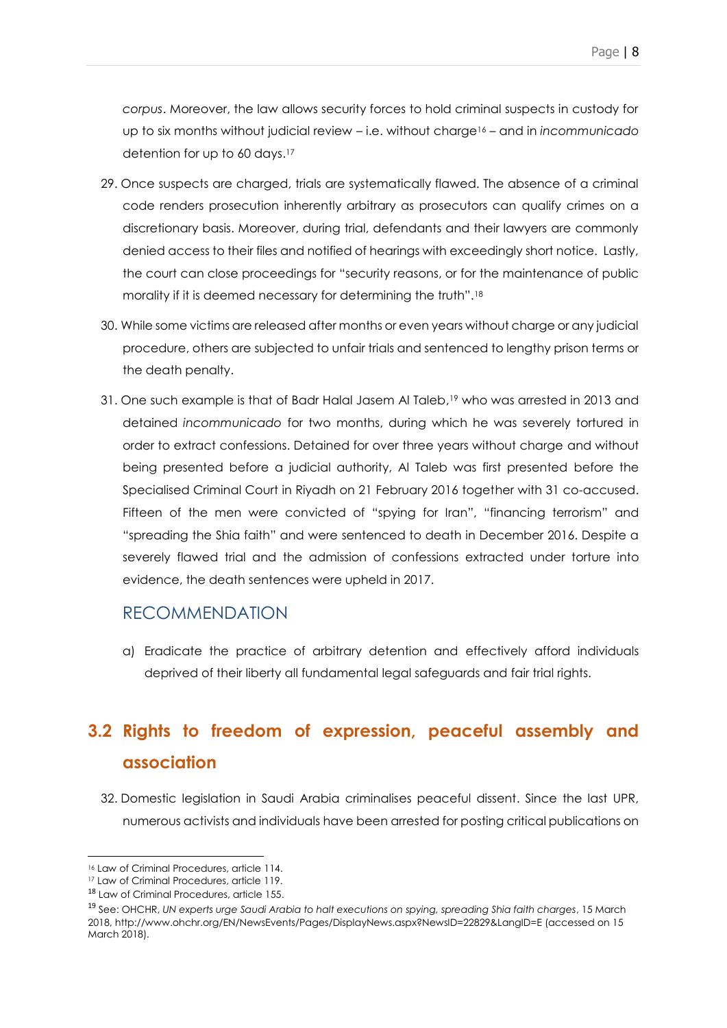*corpus*. Moreover, the law allows security forces to hold criminal suspects in custody for up to six months without judicial review – i.e. without charge[16] – and in *incommunicado* detention for up to 60 days.[17]

29. Once suspects are charged, trials are systematically flawed. The absence of a criminal code renders prosecution inherently arbitrary as prosecutors can qualify crimes on a discretionary basis. Moreover, during trial, defendants and their lawyers are commonly denied access to their files and notified of hearings with exceedingly short notice. Lastly, the court can close proceedings for "security reasons, or for the maintenance of public morality if it is deemed necessary for determining the truth".[18]

30. While some victims are released after months or even years without charge or any judicial procedure, others are subjected to unfair trials and sentenced to lengthy prison terms or the death penalty.

31. One such example is that of Badr Halal Jasem Al Taleb,[19] who was arrested in 2013 and detained *incommunicado* for two months, during which he was severely tortured in order to extract confessions. Detained for over three years without charge and without being presented before a judicial authority, Al Taleb was first presented before the Specialised Criminal Court in Riyadh on 21 February 2016 together with 31 co-accused. Fifteen of the men were convicted of "spying for Iran", "financing terrorism" and "spreading the Shia faith" and were sentenced to death in December 2016. Despite a severely flawed trial and the admission of confessions extracted under torture into evidence, the death sentences were upheld in 2017.

### RECOMMENDATION

a) Eradicate the practice of arbitrary detention and effectively afford individuals deprived of their liberty all fundamental legal safeguards and fair trial rights.

## 3.2 Rights to freedom of expression, peaceful assembly and association

32. Domestic legislation in Saudi Arabia criminalises peaceful dissent. Since the last UPR, numerous activists and individuals have been arrested for posting critical publications on

---

[16] Law of Criminal Procedures, article 114.

[17] Law of Criminal Procedures, article 119.

[18] Law of Criminal Procedures, article 155.

[19] See: OHCHR, *UN experts urge Saudi Arabia to halt executions on spying, spreading Shia faith charges*, 15 March 2018, http://www.ohchr.org/EN/NewsEvents/Pages/DisplayNews.aspx?NewsID=22829&LangID=E (accessed on 15 March 2018).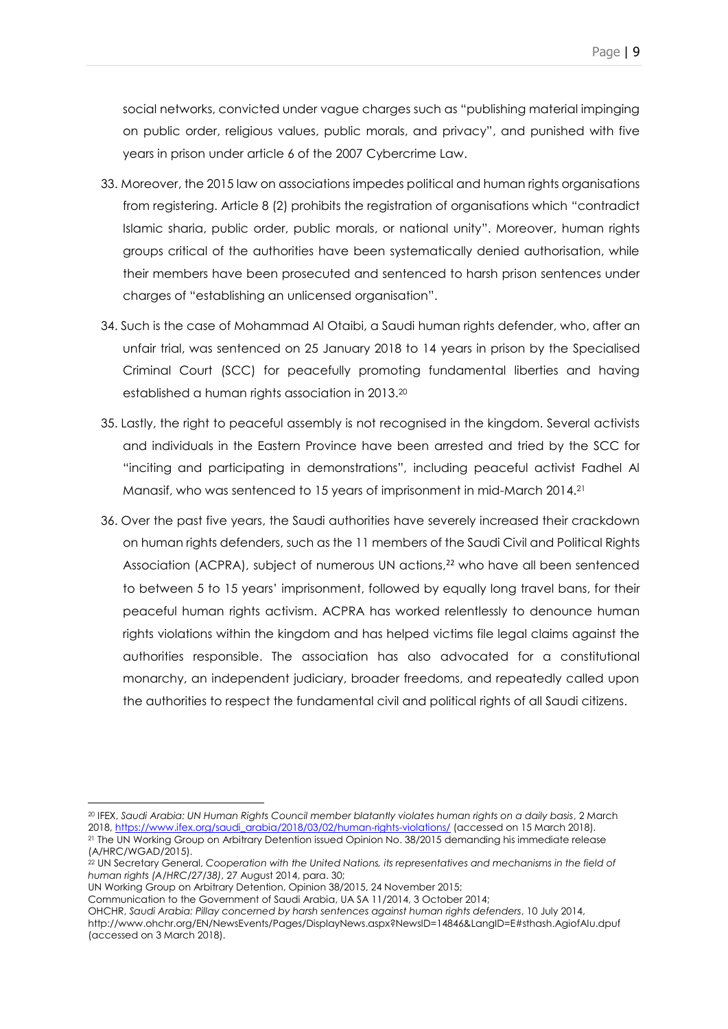social networks, convicted under vague charges such as "publishing material impinging on public order, religious values, public morals, and privacy", and punished with five years in prison under article 6 of the 2007 Cybercrime Law.

33. Moreover, the 2015 law on associations impedes political and human rights organisations from registering. Article 8 (2) prohibits the registration of organisations which "contradict Islamic sharia, public order, public morals, or national unity". Moreover, human rights groups critical of the authorities have been systematically denied authorisation, while their members have been prosecuted and sentenced to harsh prison sentences under charges of "establishing an unlicensed organisation".

34. Such is the case of Mohammad Al Otaibi, a Saudi human rights defender, who, after an unfair trial, was sentenced on 25 January 2018 to 14 years in prison by the Specialised Criminal Court (SCC) for peacefully promoting fundamental liberties and having established a human rights association in 2013.[20]

35. Lastly, the right to peaceful assembly is not recognised in the kingdom. Several activists and individuals in the Eastern Province have been arrested and tried by the SCC for "inciting and participating in demonstrations", including peaceful activist Fadhel Al Manasif, who was sentenced to 15 years of imprisonment in mid-March 2014.[21]

36. Over the past five years, the Saudi authorities have severely increased their crackdown on human rights defenders, such as the 11 members of the Saudi Civil and Political Rights Association (ACPRA), subject of numerous UN actions,[22] who have all been sentenced to between 5 to 15 years' imprisonment, followed by equally long travel bans, for their peaceful human rights activism. ACPRA has worked relentlessly to denounce human rights violations within the kingdom and has helped victims file legal claims against the authorities responsible. The association has also advocated for a constitutional monarchy, an independent judiciary, broader freedoms, and repeatedly called upon the authorities to respect the fundamental civil and political rights of all Saudi citizens.

---

[20] IFEX, *Saudi Arabia: UN Human Rights Council member blatantly violates human rights on a daily basis*, 2 March 2018, https://www.ifex.org/saudi_arabia/2018/03/02/human-rights-violations/ (accessed on 15 March 2018).

[21] The UN Working Group on Arbitrary Detention issued Opinion No. 38/2015 demanding his immediate release (A/HRC/WGAD/2015).

[22] UN Secretary General, *Cooperation with the United Nations, its representatives and mechanisms in the field of human rights (A/HRC/27/38)*, 27 August 2014, para. 30;
UN Working Group on Arbitrary Detention, Opinion 38/2015, 24 November 2015;
Communication to the Government of Saudi Arabia, UA SA 11/2014, 3 October 2014;
OHCHR, *Saudi Arabia: Pillay concerned by harsh sentences against human rights defenders*, 10 July 2014, http://www.ohchr.org/EN/NewsEvents/Pages/DisplayNews.aspx?NewsID=14846&LangID=E#sthash.AgiofAIu.dpuf (accessed on 3 March 2018).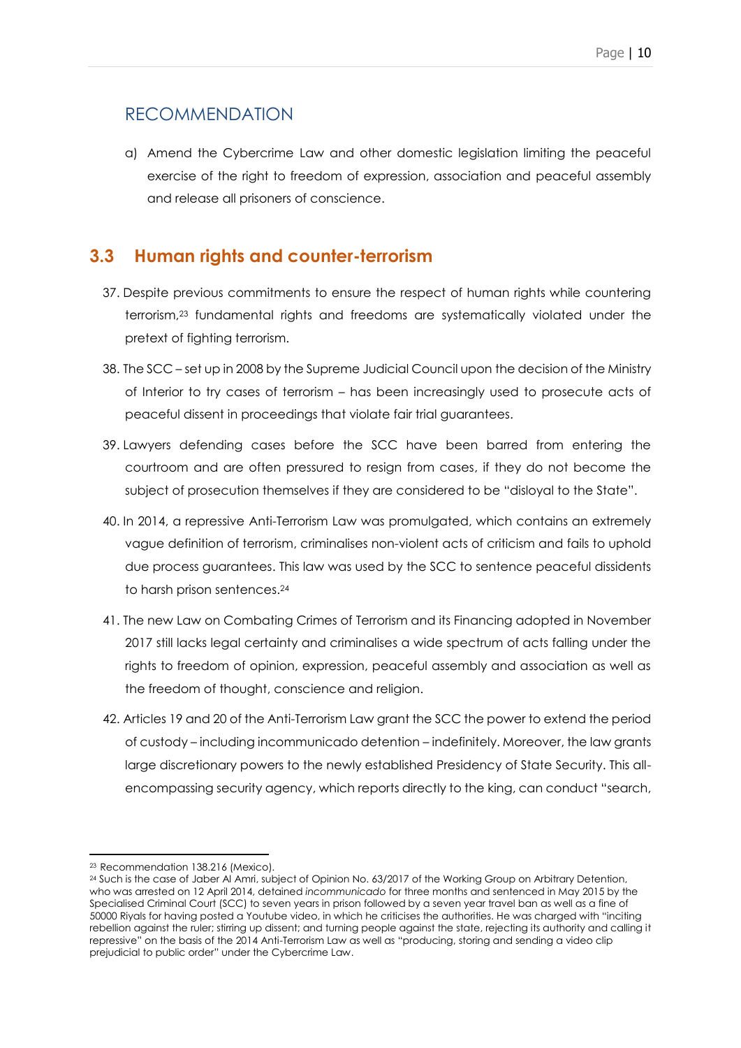## RECOMMENDATION

a) Amend the Cybercrime Law and other domestic legislation limiting the peaceful exercise of the right to freedom of expression, association and peaceful assembly and release all prisoners of conscience.

## 3.3 Human rights and counter-terrorism

37. Despite previous commitments to ensure the respect of human rights while countering terrorism,[23] fundamental rights and freedoms are systematically violated under the pretext of fighting terrorism.

38. The SCC – set up in 2008 by the Supreme Judicial Council upon the decision of the Ministry of Interior to try cases of terrorism – has been increasingly used to prosecute acts of peaceful dissent in proceedings that violate fair trial guarantees.

39. Lawyers defending cases before the SCC have been barred from entering the courtroom and are often pressured to resign from cases, if they do not become the subject of prosecution themselves if they are considered to be "disloyal to the State".

40. In 2014, a repressive Anti-Terrorism Law was promulgated, which contains an extremely vague definition of terrorism, criminalises non-violent acts of criticism and fails to uphold due process guarantees. This law was used by the SCC to sentence peaceful dissidents to harsh prison sentences.[24]

41. The new Law on Combating Crimes of Terrorism and its Financing adopted in November 2017 still lacks legal certainty and criminalises a wide spectrum of acts falling under the rights to freedom of opinion, expression, peaceful assembly and association as well as the freedom of thought, conscience and religion.

42. Articles 19 and 20 of the Anti-Terrorism Law grant the SCC the power to extend the period of custody – including incommunicado detention – indefinitely. Moreover, the law grants large discretionary powers to the newly established Presidency of State Security. This all-encompassing security agency, which reports directly to the king, can conduct "search,

---

[23] Recommendation 138.216 (Mexico).

[24] Such is the case of Jaber Al Amri, subject of Opinion No. 63/2017 of the Working Group on Arbitrary Detention, who was arrested on 12 April 2014, detained *incommunicado* for three months and sentenced in May 2015 by the Specialised Criminal Court (SCC) to seven years in prison followed by a seven year travel ban as well as a fine of 50000 Riyals for having posted a Youtube video, in which he criticises the authorities. He was charged with "inciting rebellion against the ruler; stirring up dissent; and turning people against the state, rejecting its authority and calling it repressive" on the basis of the 2014 Anti-Terrorism Law as well as "producing, storing and sending a video clip prejudicial to public order" under the Cybercrime Law.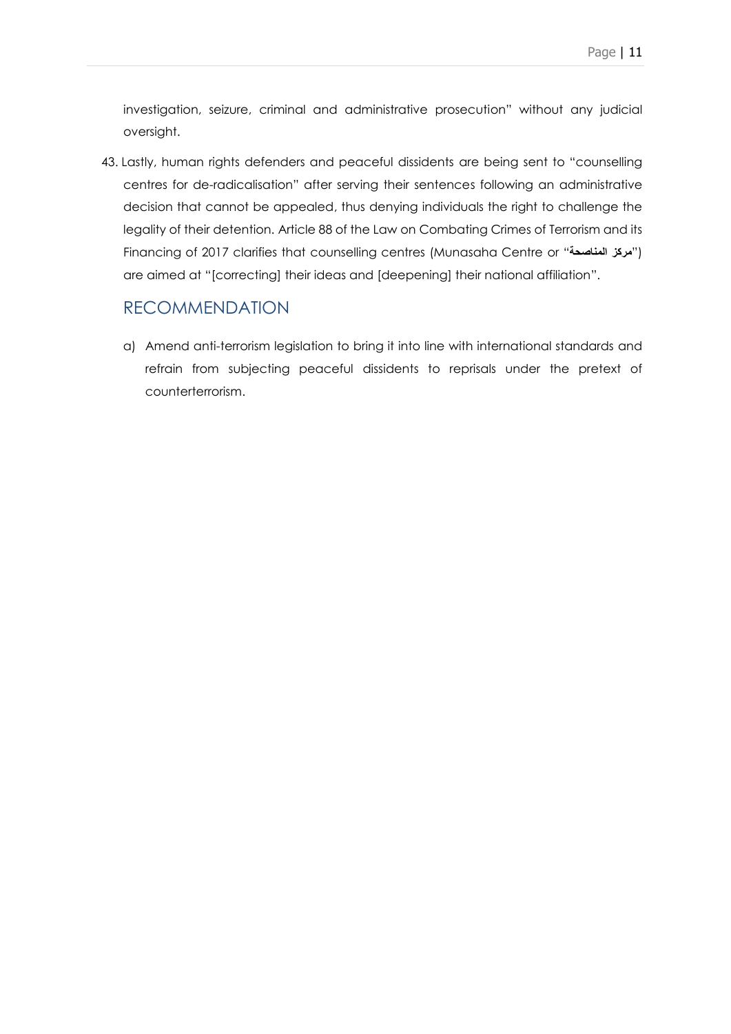investigation, seizure, criminal and administrative prosecution" without any judicial oversight.

43. Lastly, human rights defenders and peaceful dissidents are being sent to "counselling centres for de-radicalisation" after serving their sentences following an administrative decision that cannot be appealed, thus denying individuals the right to challenge the legality of their detention. Article 88 of the Law on Combating Crimes of Terrorism and its Financing of 2017 clarifies that counselling centres (Munasaha Centre or "**مركز المناصحة**") are aimed at "[correcting] their ideas and [deepening] their national affiliation".

## RECOMMENDATION

a) Amend anti-terrorism legislation to bring it into line with international standards and refrain from subjecting peaceful dissidents to reprisals under the pretext of counterterrorism.